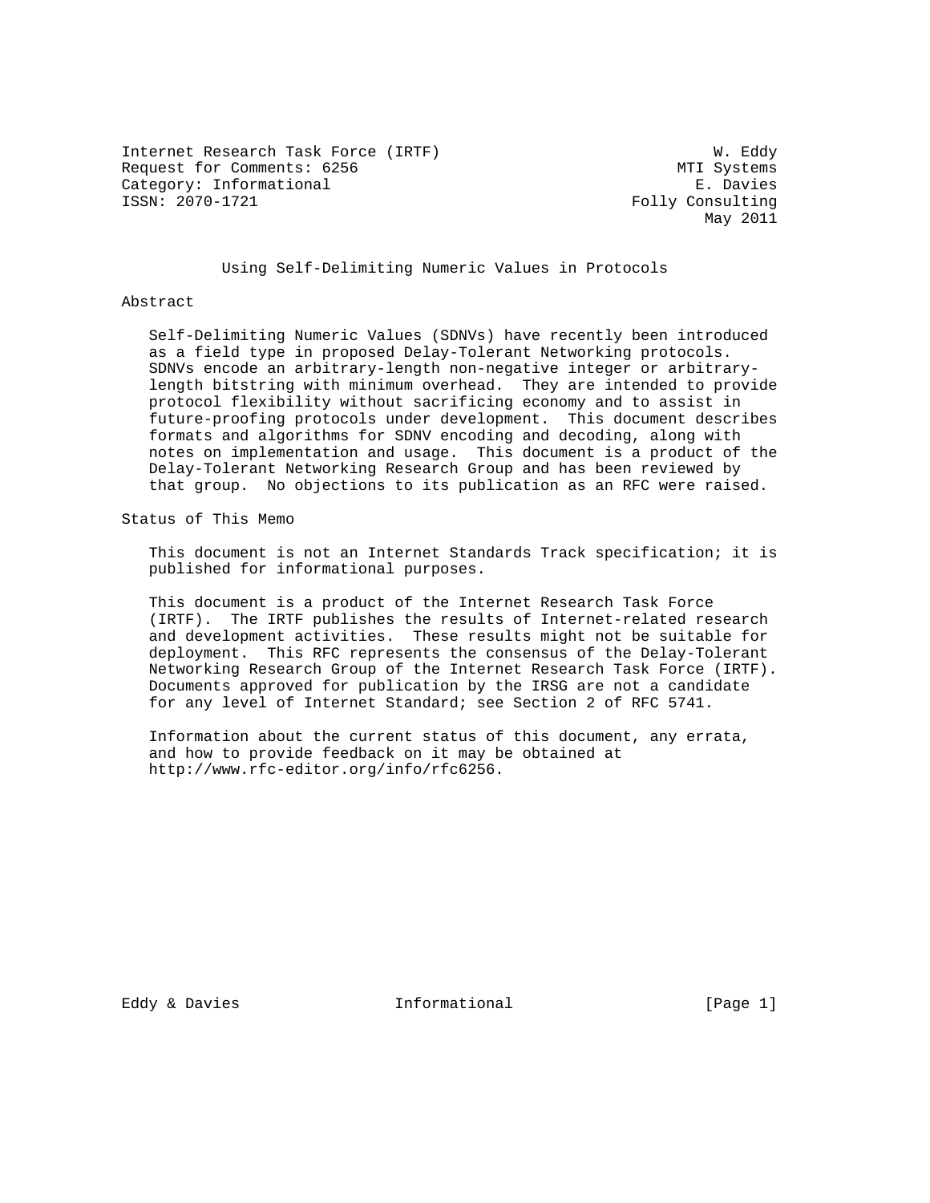Internet Research Task Force (IRTF)  
Request for Comments: 6256  
Category: Informational  
ISSN: 2070-1721

W. Eddy  
MTI Systems  
E. Davies  
Folly Consulting  
May 2011

# Using Self-Delimiting Numeric Values in Protocols

## Abstract

Self-Delimiting Numeric Values (SDNVs) have recently been introduced as a field type in proposed Delay-Tolerant Networking protocols. SDNVs encode an arbitrary-length non-negative integer or arbitrary-length bitstring with minimum overhead. They are intended to provide protocol flexibility without sacrificing economy and to assist in future-proofing protocols under development. This document describes formats and algorithms for SDNV encoding and decoding, along with notes on implementation and usage. This document is a product of the Delay-Tolerant Networking Research Group and has been reviewed by that group. No objections to its publication as an RFC were raised.

## Status of This Memo

This document is not an Internet Standards Track specification; it is published for informational purposes.

This document is a product of the Internet Research Task Force (IRTF). The IRTF publishes the results of Internet-related research and development activities. These results might not be suitable for deployment. This RFC represents the consensus of the Delay-Tolerant Networking Research Group of the Internet Research Task Force (IRTF). Documents approved for publication by the IRSG are not a candidate for any level of Internet Standard; see Section 2 of RFC 5741.

Information about the current status of this document, any errata, and how to provide feedback on it may be obtained at http://www.rfc-editor.org/info/rfc6256.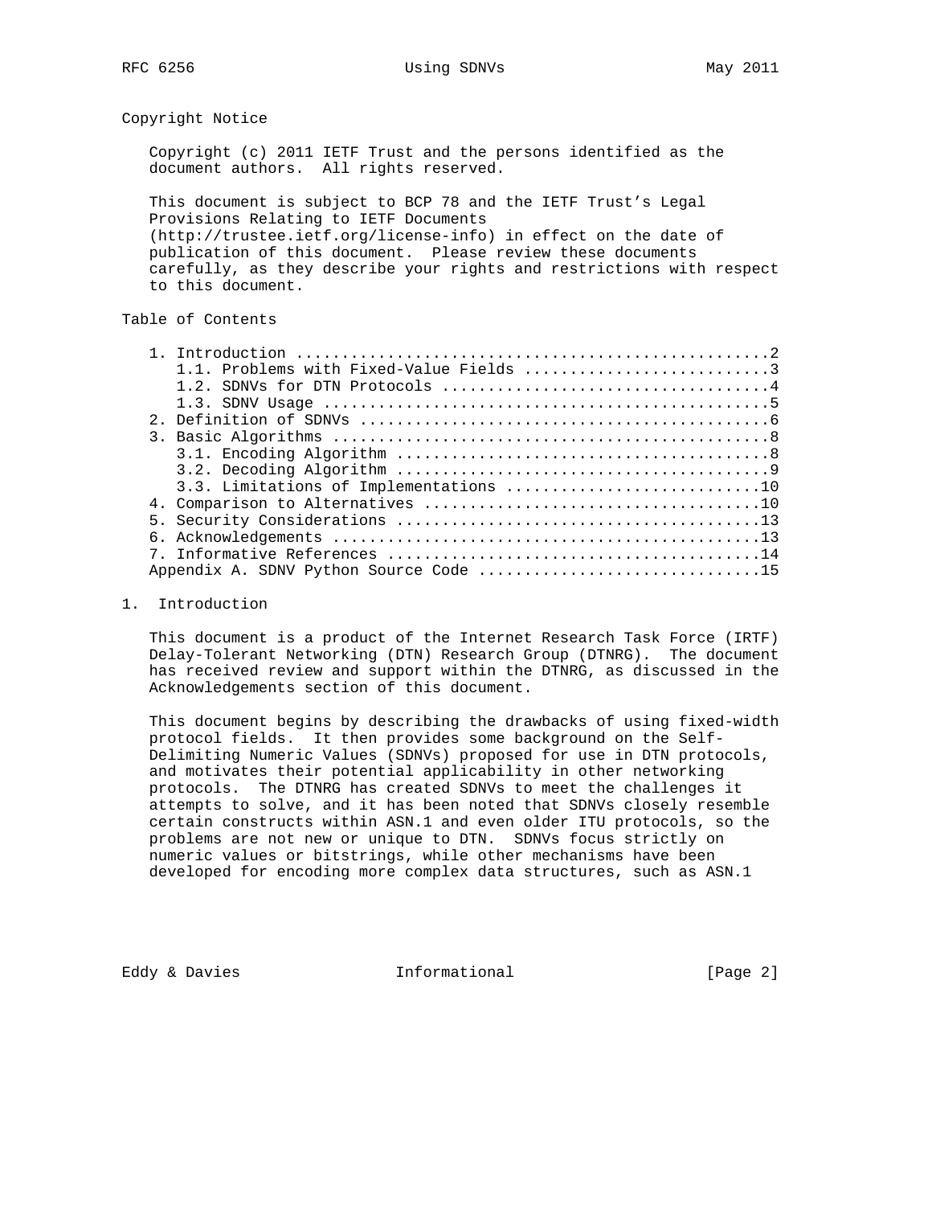## Copyright Notice

Copyright (c) 2011 IETF Trust and the persons identified as the document authors. All rights reserved.

This document is subject to BCP 78 and the IETF Trust's Legal Provisions Relating to IETF Documents (http://trustee.ietf.org/license-info) in effect on the date of publication of this document. Please review these documents carefully, as they describe your rights and restrictions with respect to this document.

## Table of Contents

```
1. Introduction ....................................................2
   1.1. Problems with Fixed-Value Fields ...........................3
   1.2. SDNVs for DTN Protocols ....................................4
   1.3. SDNV Usage .................................................5
2. Definition of SDNVs .............................................6
3. Basic Algorithms ................................................8
   3.1. Encoding Algorithm .........................................8
   3.2. Decoding Algorithm .........................................9
   3.3. Limitations of Implementations ............................10
4. Comparison to Alternatives .....................................10
5. Security Considerations ........................................13
6. Acknowledgements ...............................................13
7. Informative References .........................................14
Appendix A. SDNV Python Source Code ...............................15
```

# 1. Introduction

This document is a product of the Internet Research Task Force (IRTF) Delay-Tolerant Networking (DTN) Research Group (DTNRG). The document has received review and support within the DTNRG, as discussed in the Acknowledgements section of this document.

This document begins by describing the drawbacks of using fixed-width protocol fields. It then provides some background on the Self-Delimiting Numeric Values (SDNVs) proposed for use in DTN protocols, and motivates their potential applicability in other networking protocols. The DTNRG has created SDNVs to meet the challenges it attempts to solve, and it has been noted that SDNVs closely resemble certain constructs within ASN.1 and even older ITU protocols, so the problems are not new or unique to DTN. SDNVs focus strictly on numeric values or bitstrings, while other mechanisms have been developed for encoding more complex data structures, such as ASN.1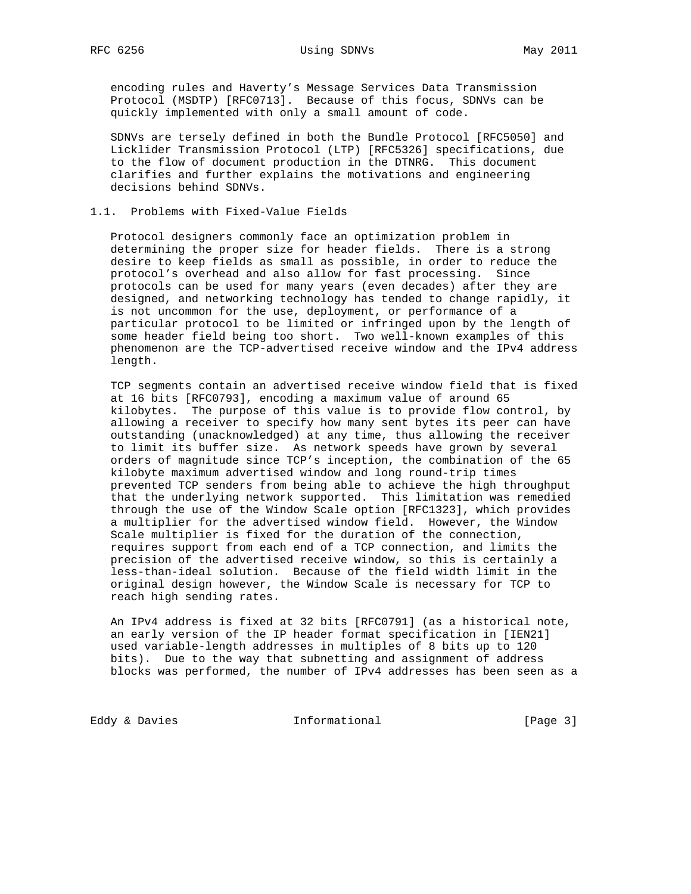encoding rules and Haverty's Message Services Data Transmission Protocol (MSDTP) [RFC0713]. Because of this focus, SDNVs can be quickly implemented with only a small amount of code.

SDNVs are tersely defined in both the Bundle Protocol [RFC5050] and Licklider Transmission Protocol (LTP) [RFC5326] specifications, due to the flow of document production in the DTNRG. This document clarifies and further explains the motivations and engineering decisions behind SDNVs.

### 1.1. Problems with Fixed-Value Fields

Protocol designers commonly face an optimization problem in determining the proper size for header fields. There is a strong desire to keep fields as small as possible, in order to reduce the protocol's overhead and also allow for fast processing. Since protocols can be used for many years (even decades) after they are designed, and networking technology has tended to change rapidly, it is not uncommon for the use, deployment, or performance of a particular protocol to be limited or infringed upon by the length of some header field being too short. Two well-known examples of this phenomenon are the TCP-advertised receive window and the IPv4 address length.

TCP segments contain an advertised receive window field that is fixed at 16 bits [RFC0793], encoding a maximum value of around 65 kilobytes. The purpose of this value is to provide flow control, by allowing a receiver to specify how many sent bytes its peer can have outstanding (unacknowledged) at any time, thus allowing the receiver to limit its buffer size. As network speeds have grown by several orders of magnitude since TCP's inception, the combination of the 65 kilobyte maximum advertised window and long round-trip times prevented TCP senders from being able to achieve the high throughput that the underlying network supported. This limitation was remedied through the use of the Window Scale option [RFC1323], which provides a multiplier for the advertised window field. However, the Window Scale multiplier is fixed for the duration of the connection, requires support from each end of a TCP connection, and limits the precision of the advertised receive window, so this is certainly a less-than-ideal solution. Because of the field width limit in the original design however, the Window Scale is necessary for TCP to reach high sending rates.

An IPv4 address is fixed at 32 bits [RFC0791] (as a historical note, an early version of the IP header format specification in [IEN21] used variable-length addresses in multiples of 8 bits up to 120 bits). Due to the way that subnetting and assignment of address blocks was performed, the number of IPv4 addresses has been seen as a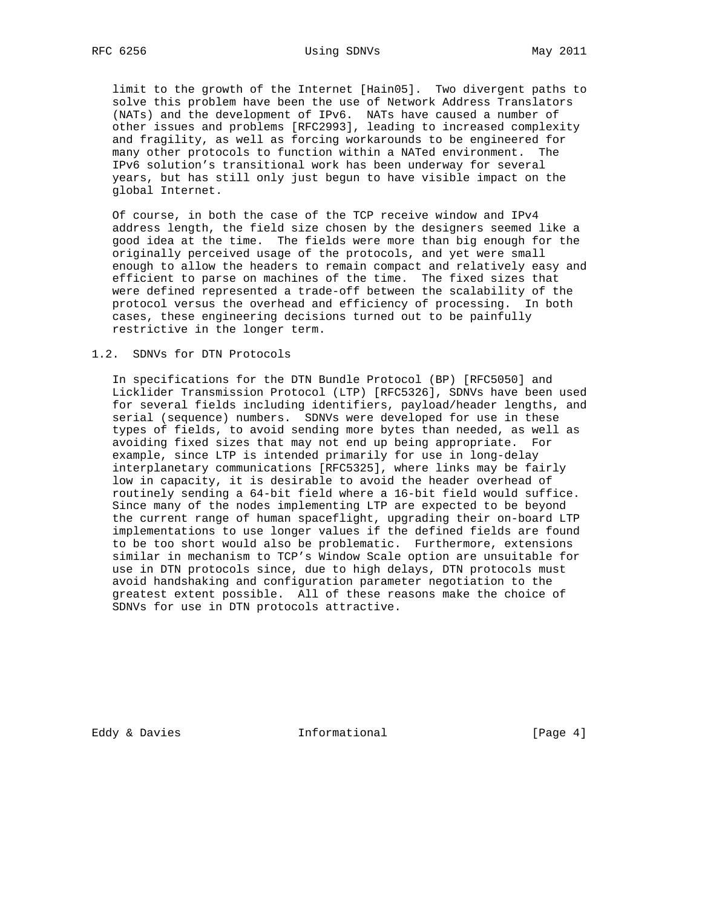limit to the growth of the Internet [Hain05]. Two divergent paths to solve this problem have been the use of Network Address Translators (NATs) and the development of IPv6. NATs have caused a number of other issues and problems [RFC2993], leading to increased complexity and fragility, as well as forcing workarounds to be engineered for many other protocols to function within a NATed environment. The IPv6 solution's transitional work has been underway for several years, but has still only just begun to have visible impact on the global Internet.

Of course, in both the case of the TCP receive window and IPv4 address length, the field size chosen by the designers seemed like a good idea at the time. The fields were more than big enough for the originally perceived usage of the protocols, and yet were small enough to allow the headers to remain compact and relatively easy and efficient to parse on machines of the time. The fixed sizes that were defined represented a trade-off between the scalability of the protocol versus the overhead and efficiency of processing. In both cases, these engineering decisions turned out to be painfully restrictive in the longer term.

### 1.2. SDNVs for DTN Protocols

In specifications for the DTN Bundle Protocol (BP) [RFC5050] and Licklider Transmission Protocol (LTP) [RFC5326], SDNVs have been used for several fields including identifiers, payload/header lengths, and serial (sequence) numbers. SDNVs were developed for use in these types of fields, to avoid sending more bytes than needed, as well as avoiding fixed sizes that may not end up being appropriate. For example, since LTP is intended primarily for use in long-delay interplanetary communications [RFC5325], where links may be fairly low in capacity, it is desirable to avoid the header overhead of routinely sending a 64-bit field where a 16-bit field would suffice. Since many of the nodes implementing LTP are expected to be beyond the current range of human spaceflight, upgrading their on-board LTP implementations to use longer values if the defined fields are found to be too short would also be problematic. Furthermore, extensions similar in mechanism to TCP's Window Scale option are unsuitable for use in DTN protocols since, due to high delays, DTN protocols must avoid handshaking and configuration parameter negotiation to the greatest extent possible. All of these reasons make the choice of SDNVs for use in DTN protocols attractive.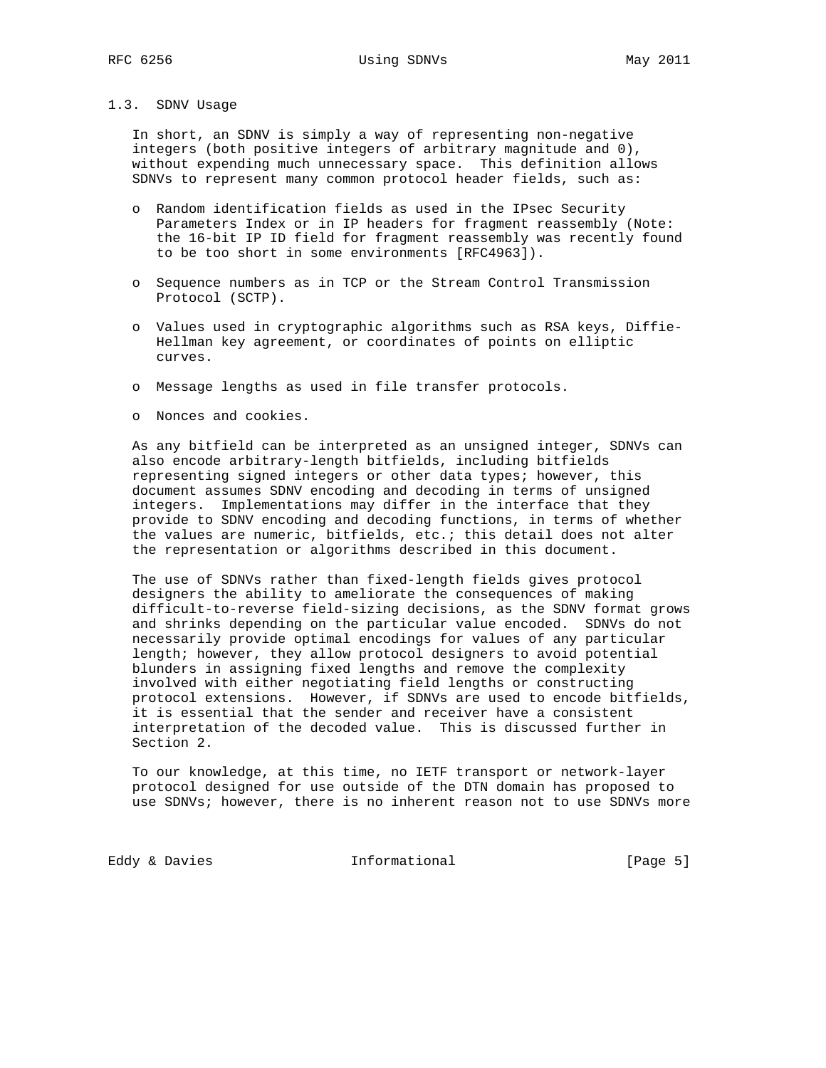### 1.3. SDNV Usage

In short, an SDNV is simply a way of representing non-negative integers (both positive integers of arbitrary magnitude and 0), without expending much unnecessary space. This definition allows SDNVs to represent many common protocol header fields, such as:

- Random identification fields as used in the IPsec Security Parameters Index or in IP headers for fragment reassembly (Note: the 16-bit IP ID field for fragment reassembly was recently found to be too short in some environments [RFC4963]).
- Sequence numbers as in TCP or the Stream Control Transmission Protocol (SCTP).
- Values used in cryptographic algorithms such as RSA keys, Diffie-Hellman key agreement, or coordinates of points on elliptic curves.
- Message lengths as used in file transfer protocols.
- Nonces and cookies.

As any bitfield can be interpreted as an unsigned integer, SDNVs can also encode arbitrary-length bitfields, including bitfields representing signed integers or other data types; however, this document assumes SDNV encoding and decoding in terms of unsigned integers. Implementations may differ in the interface that they provide to SDNV encoding and decoding functions, in terms of whether the values are numeric, bitfields, etc.; this detail does not alter the representation or algorithms described in this document.

The use of SDNVs rather than fixed-length fields gives protocol designers the ability to ameliorate the consequences of making difficult-to-reverse field-sizing decisions, as the SDNV format grows and shrinks depending on the particular value encoded. SDNVs do not necessarily provide optimal encodings for values of any particular length; however, they allow protocol designers to avoid potential blunders in assigning fixed lengths and remove the complexity involved with either negotiating field lengths or constructing protocol extensions. However, if SDNVs are used to encode bitfields, it is essential that the sender and receiver have a consistent interpretation of the decoded value. This is discussed further in Section 2.

To our knowledge, at this time, no IETF transport or network-layer protocol designed for use outside of the DTN domain has proposed to use SDNVs; however, there is no inherent reason not to use SDNVs more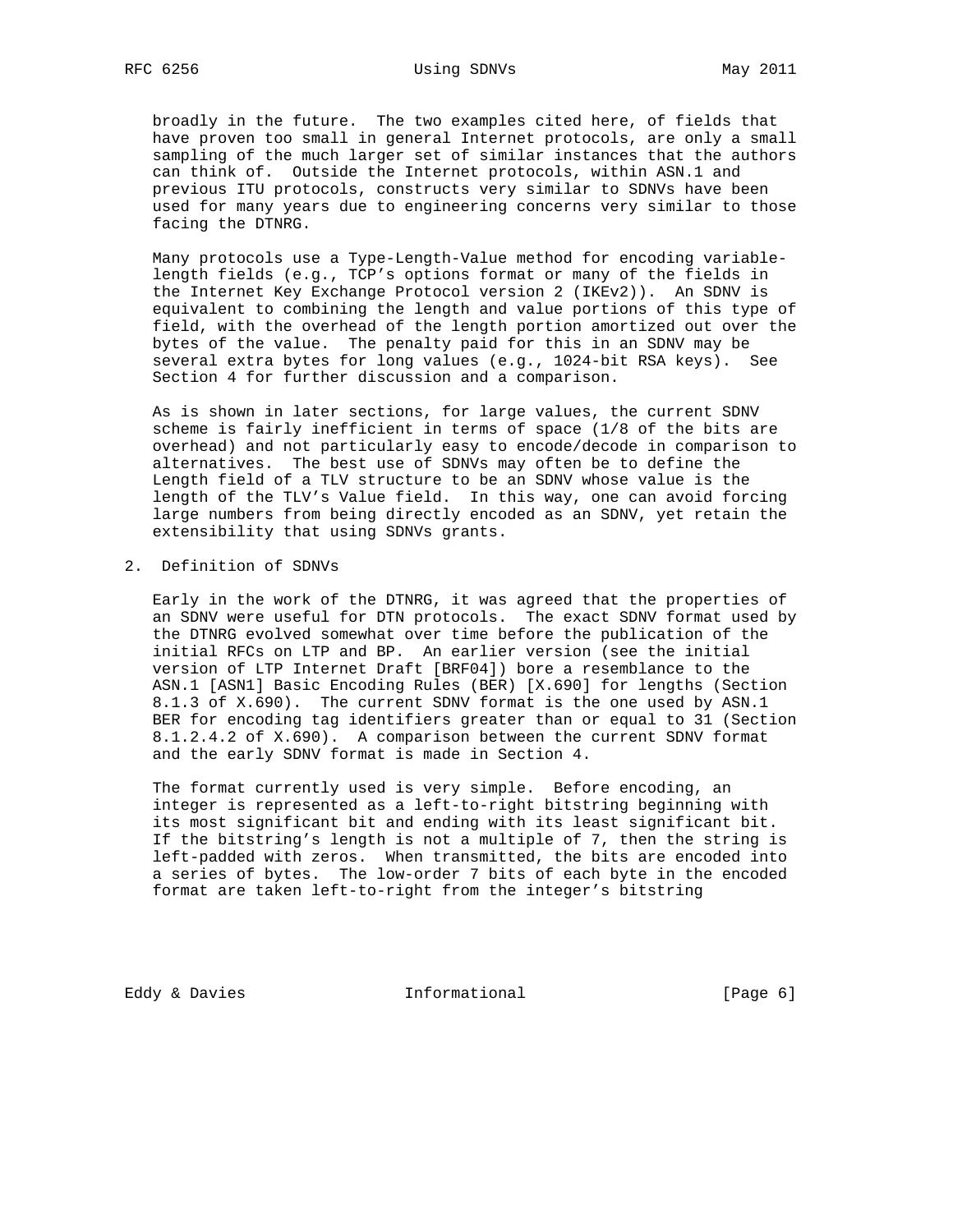broadly in the future. The two examples cited here, of fields that have proven too small in general Internet protocols, are only a small sampling of the much larger set of similar instances that the authors can think of. Outside the Internet protocols, within ASN.1 and previous ITU protocols, constructs very similar to SDNVs have been used for many years due to engineering concerns very similar to those facing the DTNRG.

Many protocols use a Type-Length-Value method for encoding variable-length fields (e.g., TCP's options format or many of the fields in the Internet Key Exchange Protocol version 2 (IKEv2)). An SDNV is equivalent to combining the length and value portions of this type of field, with the overhead of the length portion amortized out over the bytes of the value. The penalty paid for this in an SDNV may be several extra bytes for long values (e.g., 1024-bit RSA keys). See Section 4 for further discussion and a comparison.

As is shown in later sections, for large values, the current SDNV scheme is fairly inefficient in terms of space (1/8 of the bits are overhead) and not particularly easy to encode/decode in comparison to alternatives. The best use of SDNVs may often be to define the Length field of a TLV structure to be an SDNV whose value is the length of the TLV's Value field. In this way, one can avoid forcing large numbers from being directly encoded as an SDNV, yet retain the extensibility that using SDNVs grants.

## 2. Definition of SDNVs

Early in the work of the DTNRG, it was agreed that the properties of an SDNV were useful for DTN protocols. The exact SDNV format used by the DTNRG evolved somewhat over time before the publication of the initial RFCs on LTP and BP. An earlier version (see the initial version of LTP Internet Draft [BRF04]) bore a resemblance to the ASN.1 [ASN1] Basic Encoding Rules (BER) [X.690] for lengths (Section 8.1.3 of X.690). The current SDNV format is the one used by ASN.1 BER for encoding tag identifiers greater than or equal to 31 (Section 8.1.2.4.2 of X.690). A comparison between the current SDNV format and the early SDNV format is made in Section 4.

The format currently used is very simple. Before encoding, an integer is represented as a left-to-right bitstring beginning with its most significant bit and ending with its least significant bit. If the bitstring's length is not a multiple of 7, then the string is left-padded with zeros. When transmitted, the bits are encoded into a series of bytes. The low-order 7 bits of each byte in the encoded format are taken left-to-right from the integer's bitstring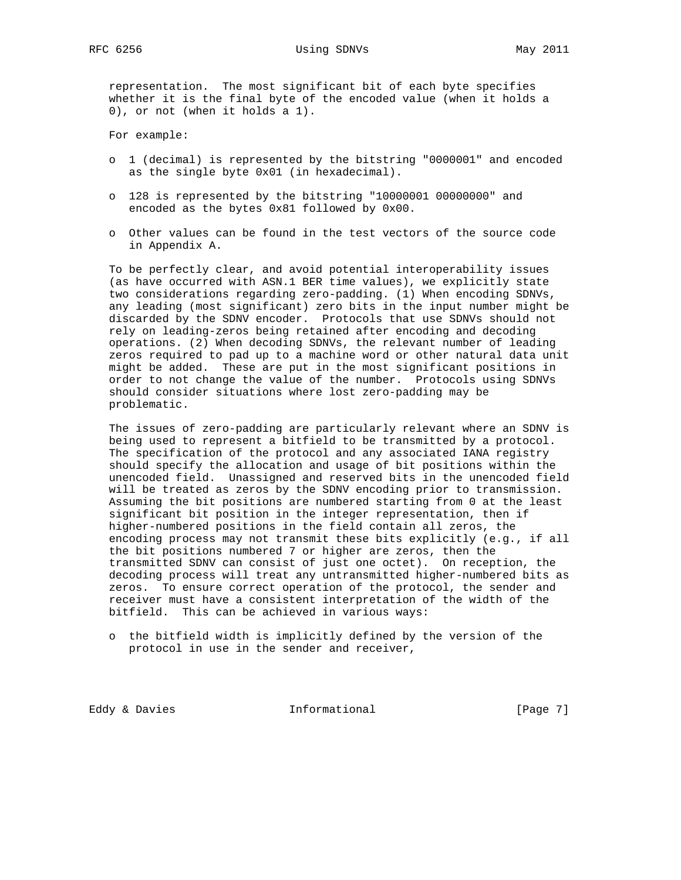representation. The most significant bit of each byte specifies whether it is the final byte of the encoded value (when it holds a 0), or not (when it holds a 1).

For example:

- 1 (decimal) is represented by the bitstring "0000001" and encoded as the single byte 0x01 (in hexadecimal).
- 128 is represented by the bitstring "10000001 00000000" and encoded as the bytes 0x81 followed by 0x00.
- Other values can be found in the test vectors of the source code in Appendix A.

To be perfectly clear, and avoid potential interoperability issues (as have occurred with ASN.1 BER time values), we explicitly state two considerations regarding zero-padding. (1) When encoding SDNVs, any leading (most significant) zero bits in the input number might be discarded by the SDNV encoder. Protocols that use SDNVs should not rely on leading-zeros being retained after encoding and decoding operations. (2) When decoding SDNVs, the relevant number of leading zeros required to pad up to a machine word or other natural data unit might be added. These are put in the most significant positions in order to not change the value of the number. Protocols using SDNVs should consider situations where lost zero-padding may be problematic.

The issues of zero-padding are particularly relevant where an SDNV is being used to represent a bitfield to be transmitted by a protocol. The specification of the protocol and any associated IANA registry should specify the allocation and usage of bit positions within the unencoded field. Unassigned and reserved bits in the unencoded field will be treated as zeros by the SDNV encoding prior to transmission. Assuming the bit positions are numbered starting from 0 at the least significant bit position in the integer representation, then if higher-numbered positions in the field contain all zeros, the encoding process may not transmit these bits explicitly (e.g., if all the bit positions numbered 7 or higher are zeros, then the transmitted SDNV can consist of just one octet). On reception, the decoding process will treat any untransmitted higher-numbered bits as zeros. To ensure correct operation of the protocol, the sender and receiver must have a consistent interpretation of the width of the bitfield. This can be achieved in various ways:

- the bitfield width is implicitly defined by the version of the protocol in use in the sender and receiver,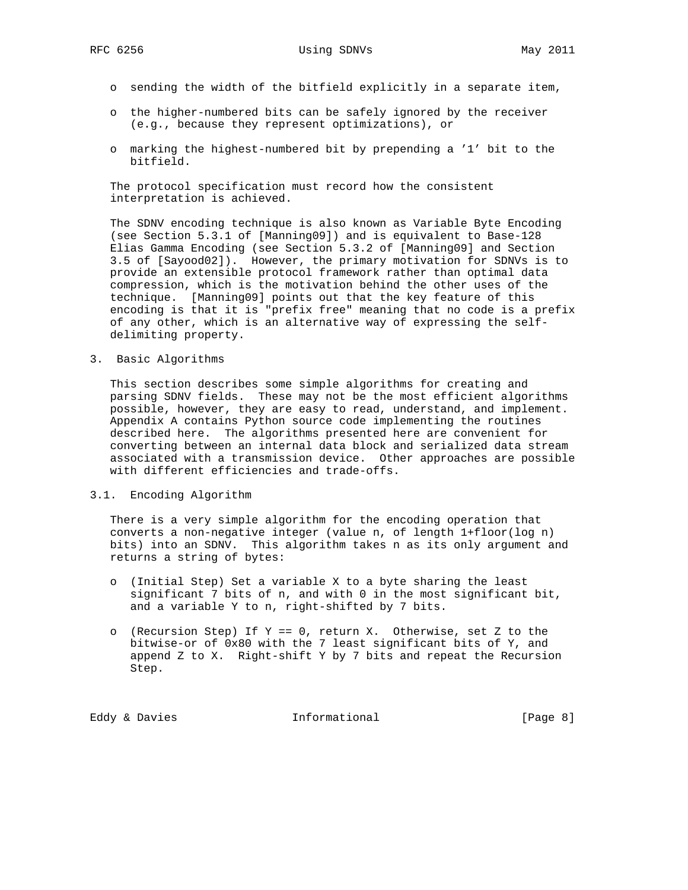- sending the width of the bitfield explicitly in a separate item,
- the higher-numbered bits can be safely ignored by the receiver (e.g., because they represent optimizations), or
- marking the highest-numbered bit by prepending a '1' bit to the bitfield.

The protocol specification must record how the consistent interpretation is achieved.

The SDNV encoding technique is also known as Variable Byte Encoding (see Section 5.3.1 of [Manning09]) and is equivalent to Base-128 Elias Gamma Encoding (see Section 5.3.2 of [Manning09] and Section 3.5 of [Sayood02]). However, the primary motivation for SDNVs is to provide an extensible protocol framework rather than optimal data compression, which is the motivation behind the other uses of the technique. [Manning09] points out that the key feature of this encoding is that it is "prefix free" meaning that no code is a prefix of any other, which is an alternative way of expressing the self-delimiting property.

## 3. Basic Algorithms

This section describes some simple algorithms for creating and parsing SDNV fields. These may not be the most efficient algorithms possible, however, they are easy to read, understand, and implement. Appendix A contains Python source code implementing the routines described here. The algorithms presented here are convenient for converting between an internal data block and serialized data stream associated with a transmission device. Other approaches are possible with different efficiencies and trade-offs.

### 3.1. Encoding Algorithm

There is a very simple algorithm for the encoding operation that converts a non-negative integer (value n, of length 1+floor(log n) bits) into an SDNV. This algorithm takes n as its only argument and returns a string of bytes:

- (Initial Step) Set a variable X to a byte sharing the least significant 7 bits of n, and with 0 in the most significant bit, and a variable Y to n, right-shifted by 7 bits.
- (Recursion Step) If Y == 0, return X. Otherwise, set Z to the bitwise-or of 0x80 with the 7 least significant bits of Y, and append Z to X. Right-shift Y by 7 bits and repeat the Recursion Step.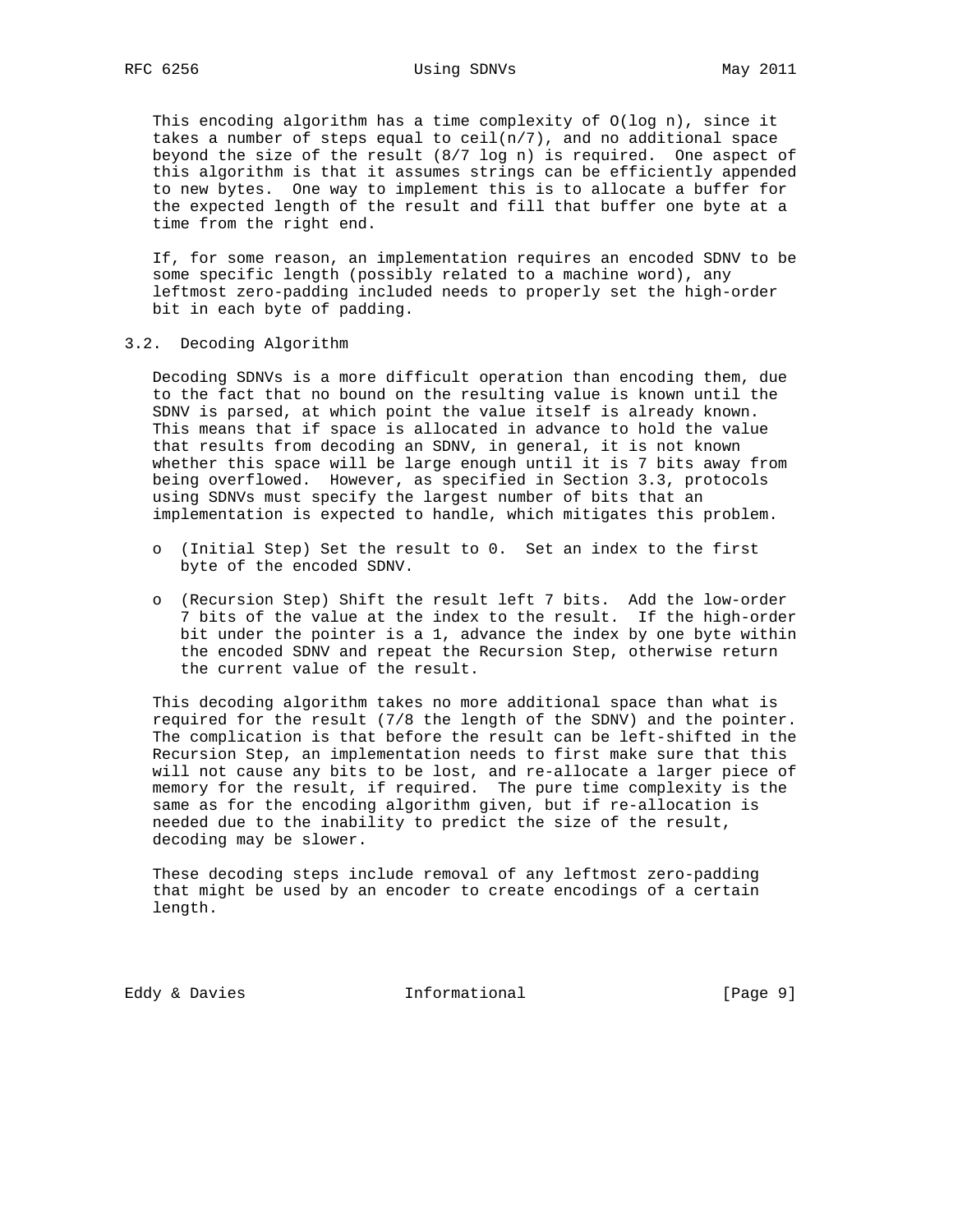This encoding algorithm has a time complexity of O(log n), since it takes a number of steps equal to ceil(n/7), and no additional space beyond the size of the result (8/7 log n) is required. One aspect of this algorithm is that it assumes strings can be efficiently appended to new bytes. One way to implement this is to allocate a buffer for the expected length of the result and fill that buffer one byte at a time from the right end.

If, for some reason, an implementation requires an encoded SDNV to be some specific length (possibly related to a machine word), any leftmost zero-padding included needs to properly set the high-order bit in each byte of padding.

## 3.2. Decoding Algorithm

Decoding SDNVs is a more difficult operation than encoding them, due to the fact that no bound on the resulting value is known until the SDNV is parsed, at which point the value itself is already known. This means that if space is allocated in advance to hold the value that results from decoding an SDNV, in general, it is not known whether this space will be large enough until it is 7 bits away from being overflowed. However, as specified in Section 3.3, protocols using SDNVs must specify the largest number of bits that an implementation is expected to handle, which mitigates this problem.

- (Initial Step) Set the result to 0. Set an index to the first byte of the encoded SDNV.
- (Recursion Step) Shift the result left 7 bits. Add the low-order 7 bits of the value at the index to the result. If the high-order bit under the pointer is a 1, advance the index by one byte within the encoded SDNV and repeat the Recursion Step, otherwise return the current value of the result.

This decoding algorithm takes no more additional space than what is required for the result (7/8 the length of the SDNV) and the pointer. The complication is that before the result can be left-shifted in the Recursion Step, an implementation needs to first make sure that this will not cause any bits to be lost, and re-allocate a larger piece of memory for the result, if required. The pure time complexity is the same as for the encoding algorithm given, but if re-allocation is needed due to the inability to predict the size of the result, decoding may be slower.

These decoding steps include removal of any leftmost zero-padding that might be used by an encoder to create encodings of a certain length.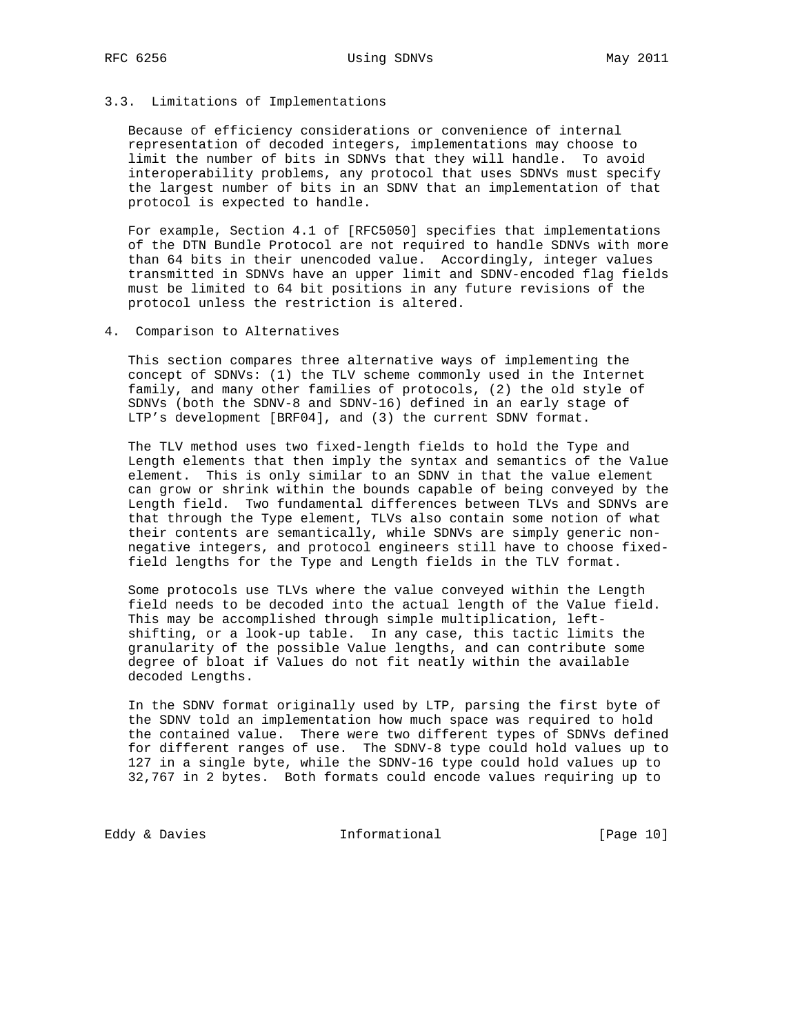### 3.3. Limitations of Implementations

Because of efficiency considerations or convenience of internal representation of decoded integers, implementations may choose to limit the number of bits in SDNVs that they will handle. To avoid interoperability problems, any protocol that uses SDNVs must specify the largest number of bits in an SDNV that an implementation of that protocol is expected to handle.

For example, Section 4.1 of [RFC5050] specifies that implementations of the DTN Bundle Protocol are not required to handle SDNVs with more than 64 bits in their unencoded value. Accordingly, integer values transmitted in SDNVs have an upper limit and SDNV-encoded flag fields must be limited to 64 bit positions in any future revisions of the protocol unless the restriction is altered.

## 4. Comparison to Alternatives

This section compares three alternative ways of implementing the concept of SDNVs: (1) the TLV scheme commonly used in the Internet family, and many other families of protocols, (2) the old style of SDNVs (both the SDNV-8 and SDNV-16) defined in an early stage of LTP's development [BRF04], and (3) the current SDNV format.

The TLV method uses two fixed-length fields to hold the Type and Length elements that then imply the syntax and semantics of the Value element. This is only similar to an SDNV in that the value element can grow or shrink within the bounds capable of being conveyed by the Length field. Two fundamental differences between TLVs and SDNVs are that through the Type element, TLVs also contain some notion of what their contents are semantically, while SDNVs are simply generic non-negative integers, and protocol engineers still have to choose fixed-field lengths for the Type and Length fields in the TLV format.

Some protocols use TLVs where the value conveyed within the Length field needs to be decoded into the actual length of the Value field. This may be accomplished through simple multiplication, left-shifting, or a look-up table. In any case, this tactic limits the granularity of the possible Value lengths, and can contribute some degree of bloat if Values do not fit neatly within the available decoded Lengths.

In the SDNV format originally used by LTP, parsing the first byte of the SDNV told an implementation how much space was required to hold the contained value. There were two different types of SDNVs defined for different ranges of use. The SDNV-8 type could hold values up to 127 in a single byte, while the SDNV-16 type could hold values up to 32,767 in 2 bytes. Both formats could encode values requiring up to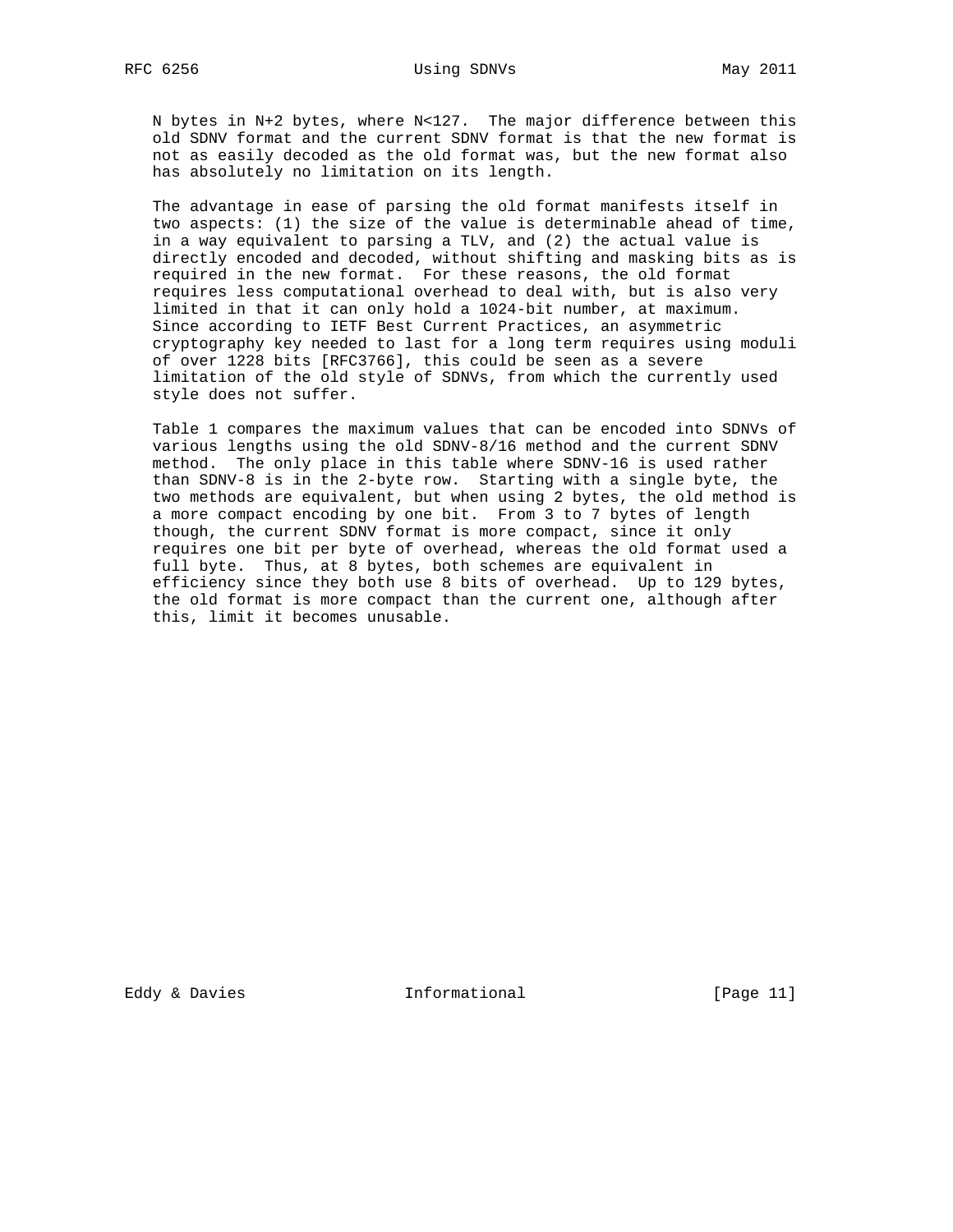N bytes in N+2 bytes, where N<127. The major difference between this old SDNV format and the current SDNV format is that the new format is not as easily decoded as the old format was, but the new format also has absolutely no limitation on its length.

The advantage in ease of parsing the old format manifests itself in two aspects: (1) the size of the value is determinable ahead of time, in a way equivalent to parsing a TLV, and (2) the actual value is directly encoded and decoded, without shifting and masking bits as is required in the new format. For these reasons, the old format requires less computational overhead to deal with, but is also very limited in that it can only hold a 1024-bit number, at maximum. Since according to IETF Best Current Practices, an asymmetric cryptography key needed to last for a long term requires using moduli of over 1228 bits [RFC3766], this could be seen as a severe limitation of the old style of SDNVs, from which the currently used style does not suffer.

Table 1 compares the maximum values that can be encoded into SDNVs of various lengths using the old SDNV-8/16 method and the current SDNV method. The only place in this table where SDNV-16 is used rather than SDNV-8 is in the 2-byte row. Starting with a single byte, the two methods are equivalent, but when using 2 bytes, the old method is a more compact encoding by one bit. From 3 to 7 bytes of length though, the current SDNV format is more compact, since it only requires one bit per byte of overhead, whereas the old format used a full byte. Thus, at 8 bytes, both schemes are equivalent in efficiency since they both use 8 bits of overhead. Up to 129 bytes, the old format is more compact than the current one, although after this, limit it becomes unusable.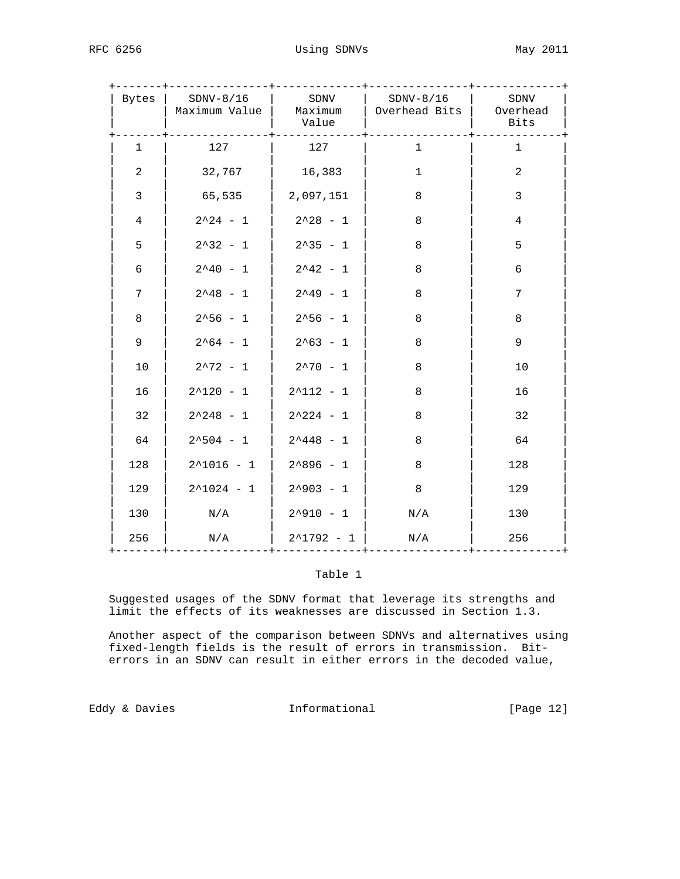| Bytes | SDNV-8/16 Maximum Value | SDNV Maximum Value | SDNV-8/16 Overhead Bits | SDNV Overhead Bits |
|---|---|---|---|---|
| 1 | 127 | 127 | 1 | 1 |
| 2 | 32,767 | 16,383 | 1 | 2 |
| 3 | 65,535 | 2,097,151 | 8 | 3 |
| 4 | $2^{24} - 1$ | $2^{28} - 1$ | 8 | 4 |
| 5 | $2^{32} - 1$ | $2^{35} - 1$ | 8 | 5 |
| 6 | $2^{40} - 1$ | $2^{42} - 1$ | 8 | 6 |
| 7 | $2^{48} - 1$ | $2^{49} - 1$ | 8 | 7 |
| 8 | $2^{56} - 1$ | $2^{56} - 1$ | 8 | 8 |
| 9 | $2^{64} - 1$ | $2^{63} - 1$ | 8 | 9 |
| 10 | $2^{72} - 1$ | $2^{70} - 1$ | 8 | 10 |
| 16 | $2^{120} - 1$ | $2^{112} - 1$ | 8 | 16 |
| 32 | $2^{248} - 1$ | $2^{224} - 1$ | 8 | 32 |
| 64 | $2^{504} - 1$ | $2^{448} - 1$ | 8 | 64 |
| 128 | $2^{1016} - 1$ | $2^{896} - 1$ | 8 | 128 |
| 129 | $2^{1024} - 1$ | $2^{903} - 1$ | 8 | 129 |
| 130 | N/A | $2^{910} - 1$ | N/A | 130 |
| 256 | N/A | $2^{1792} - 1$ | N/A | 256 |

Table 1

Suggested usages of the SDNV format that leverage its strengths and limit the effects of its weaknesses are discussed in Section 1.3.

Another aspect of the comparison between SDNVs and alternatives using fixed-length fields is the result of errors in transmission. Bit-errors in an SDNV can result in either errors in the decoded value,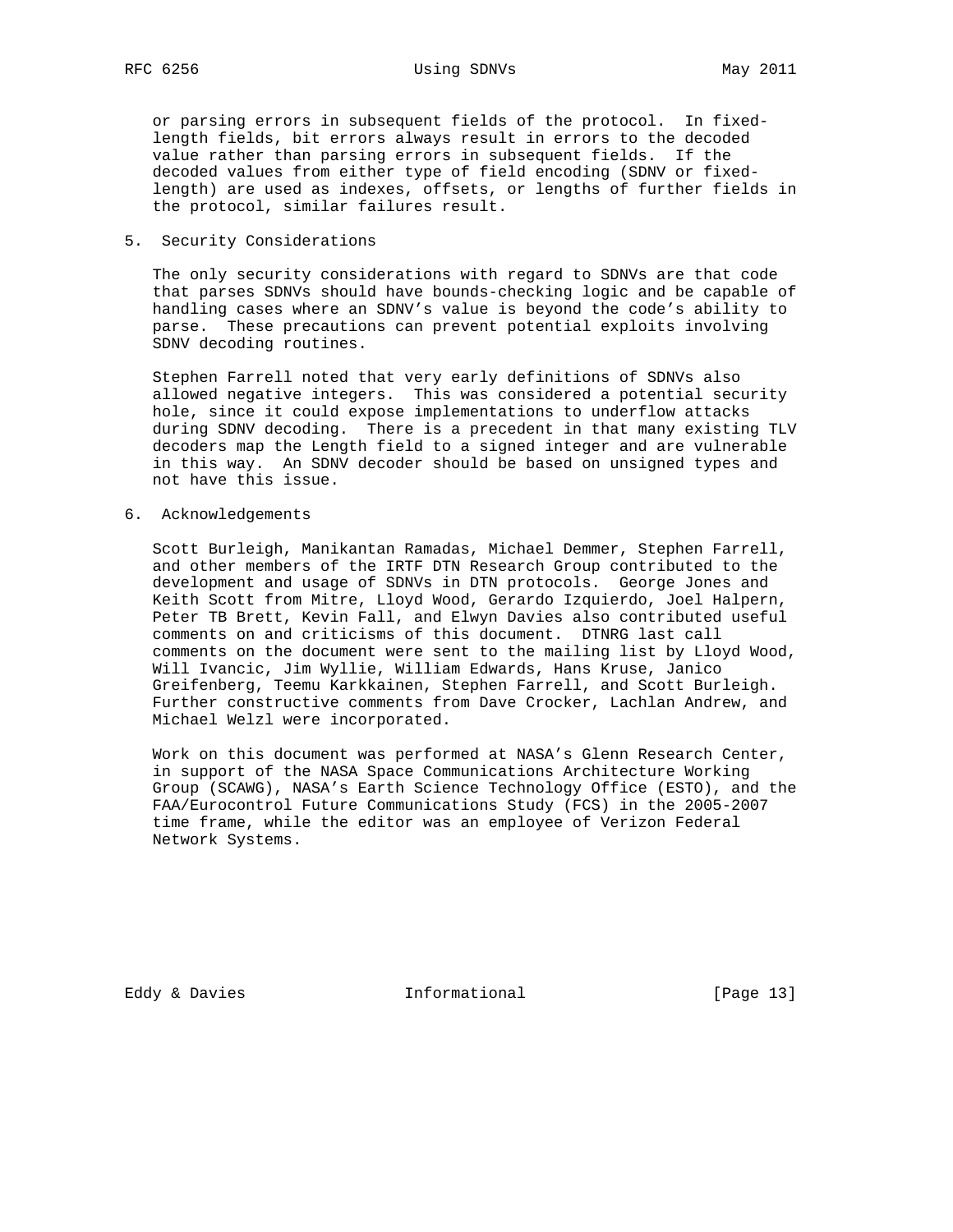or parsing errors in subsequent fields of the protocol. In fixed-length fields, bit errors always result in errors to the decoded value rather than parsing errors in subsequent fields. If the decoded values from either type of field encoding (SDNV or fixed-length) are used as indexes, offsets, or lengths of further fields in the protocol, similar failures result.

## 5. Security Considerations

The only security considerations with regard to SDNVs are that code that parses SDNVs should have bounds-checking logic and be capable of handling cases where an SDNV's value is beyond the code's ability to parse. These precautions can prevent potential exploits involving SDNV decoding routines.

Stephen Farrell noted that very early definitions of SDNVs also allowed negative integers. This was considered a potential security hole, since it could expose implementations to underflow attacks during SDNV decoding. There is a precedent in that many existing TLV decoders map the Length field to a signed integer and are vulnerable in this way. An SDNV decoder should be based on unsigned types and not have this issue.

## 6. Acknowledgements

Scott Burleigh, Manikantan Ramadas, Michael Demmer, Stephen Farrell, and other members of the IRTF DTN Research Group contributed to the development and usage of SDNVs in DTN protocols. George Jones and Keith Scott from Mitre, Lloyd Wood, Gerardo Izquierdo, Joel Halpern, Peter TB Brett, Kevin Fall, and Elwyn Davies also contributed useful comments on and criticisms of this document. DTNRG last call comments on the document were sent to the mailing list by Lloyd Wood, Will Ivancic, Jim Wyllie, William Edwards, Hans Kruse, Janico Greifenberg, Teemu Karkkainen, Stephen Farrell, and Scott Burleigh. Further constructive comments from Dave Crocker, Lachlan Andrew, and Michael Welzl were incorporated.

Work on this document was performed at NASA's Glenn Research Center, in support of the NASA Space Communications Architecture Working Group (SCAWG), NASA's Earth Science Technology Office (ESTO), and the FAA/Eurocontrol Future Communications Study (FCS) in the 2005-2007 time frame, while the editor was an employee of Verizon Federal Network Systems.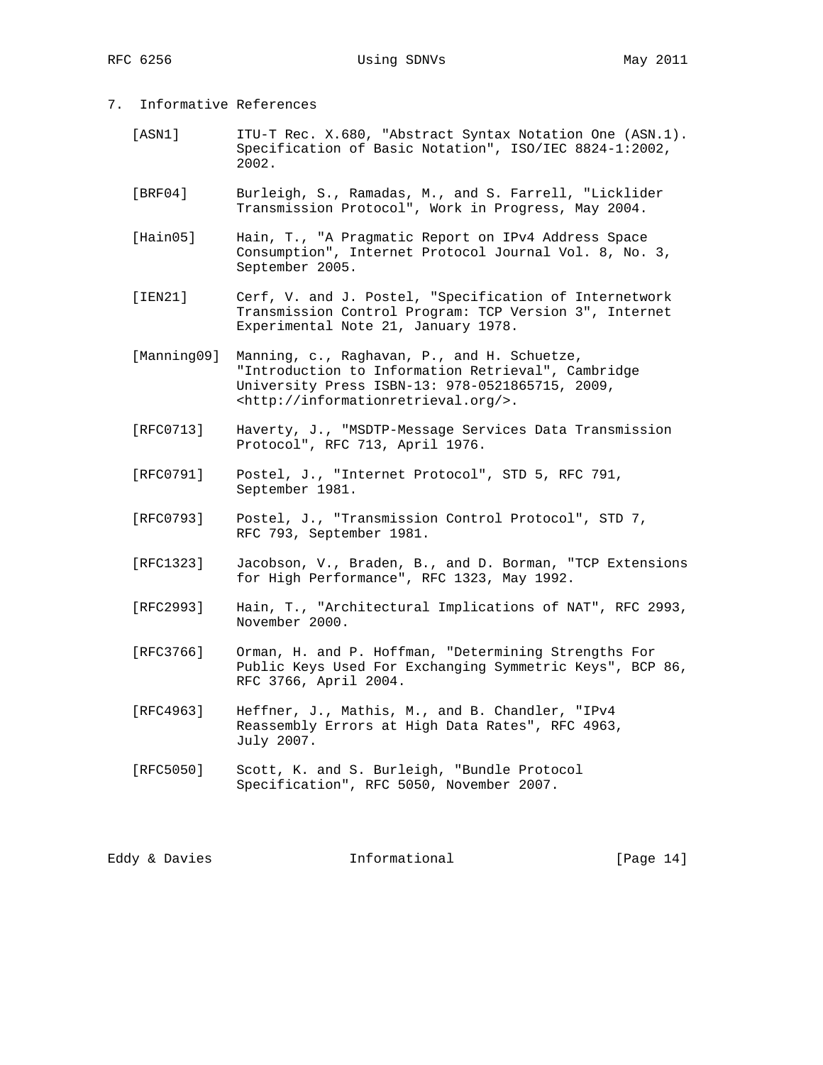## 7. Informative References

[ASN1] ITU-T Rec. X.680, "Abstract Syntax Notation One (ASN.1). Specification of Basic Notation", ISO/IEC 8824-1:2002, 2002.

[BRF04] Burleigh, S., Ramadas, M., and S. Farrell, "Licklider Transmission Protocol", Work in Progress, May 2004.

[Hain05] Hain, T., "A Pragmatic Report on IPv4 Address Space Consumption", Internet Protocol Journal Vol. 8, No. 3, September 2005.

[IEN21] Cerf, V. and J. Postel, "Specification of Internetwork Transmission Control Program: TCP Version 3", Internet Experimental Note 21, January 1978.

[Manning09] Manning, c., Raghavan, P., and H. Schuetze, "Introduction to Information Retrieval", Cambridge University Press ISBN-13: 978-0521865715, 2009, <http://informationretrieval.org/>.

[RFC0713] Haverty, J., "MSDTP-Message Services Data Transmission Protocol", RFC 713, April 1976.

[RFC0791] Postel, J., "Internet Protocol", STD 5, RFC 791, September 1981.

[RFC0793] Postel, J., "Transmission Control Protocol", STD 7, RFC 793, September 1981.

[RFC1323] Jacobson, V., Braden, B., and D. Borman, "TCP Extensions for High Performance", RFC 1323, May 1992.

[RFC2993] Hain, T., "Architectural Implications of NAT", RFC 2993, November 2000.

[RFC3766] Orman, H. and P. Hoffman, "Determining Strengths For Public Keys Used For Exchanging Symmetric Keys", BCP 86, RFC 3766, April 2004.

[RFC4963] Heffner, J., Mathis, M., and B. Chandler, "IPv4 Reassembly Errors at High Data Rates", RFC 4963, July 2007.

[RFC5050] Scott, K. and S. Burleigh, "Bundle Protocol Specification", RFC 5050, November 2007.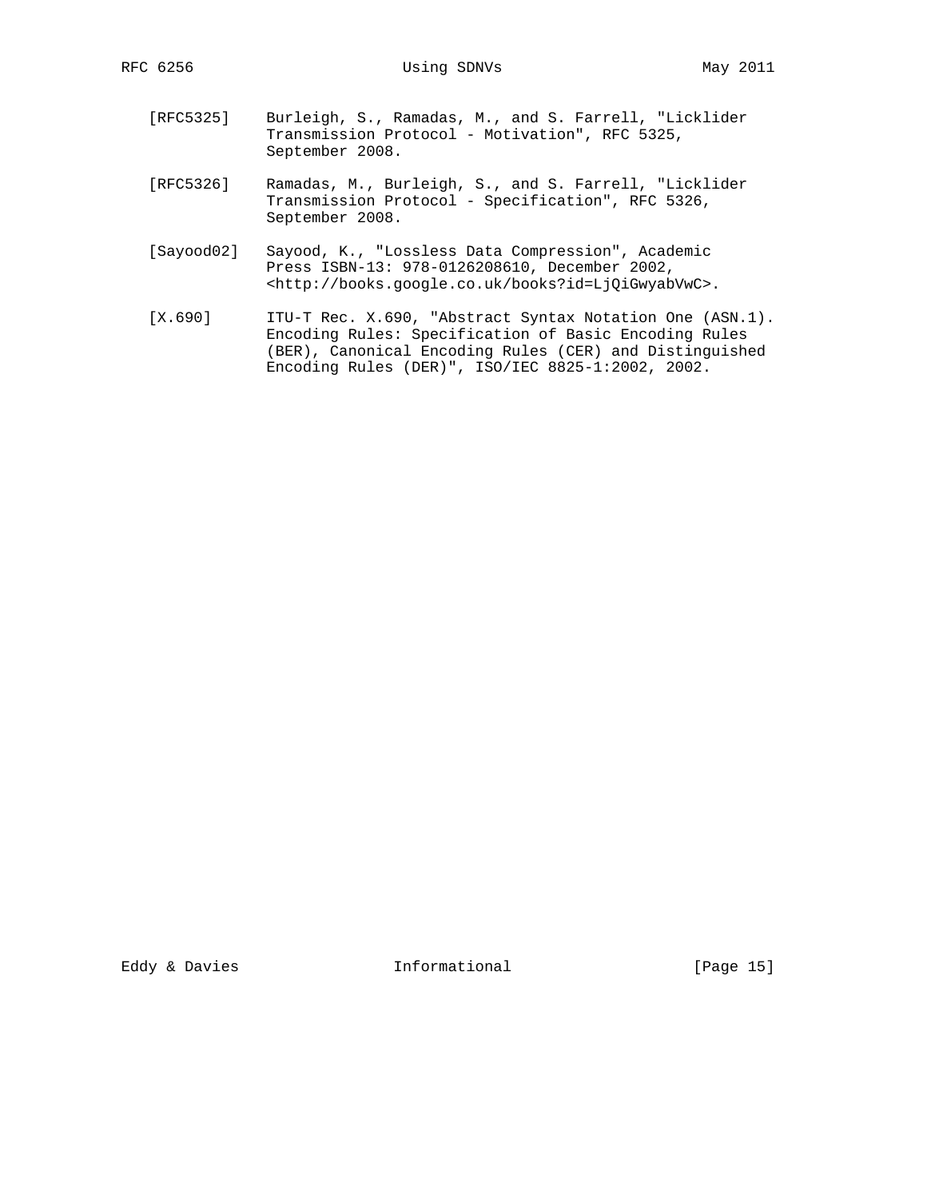[RFC5325] Burleigh, S., Ramadas, M., and S. Farrell, "Licklider Transmission Protocol - Motivation", RFC 5325, September 2008.

[RFC5326] Ramadas, M., Burleigh, S., and S. Farrell, "Licklider Transmission Protocol - Specification", RFC 5326, September 2008.

[Sayood02] Sayood, K., "Lossless Data Compression", Academic Press ISBN-13: 978-0126208610, December 2002, <http://books.google.co.uk/books?id=LjQiGwyabVwC>.

[X.690] ITU-T Rec. X.690, "Abstract Syntax Notation One (ASN.1). Encoding Rules: Specification of Basic Encoding Rules (BER), Canonical Encoding Rules (CER) and Distinguished Encoding Rules (DER)", ISO/IEC 8825-1:2002, 2002.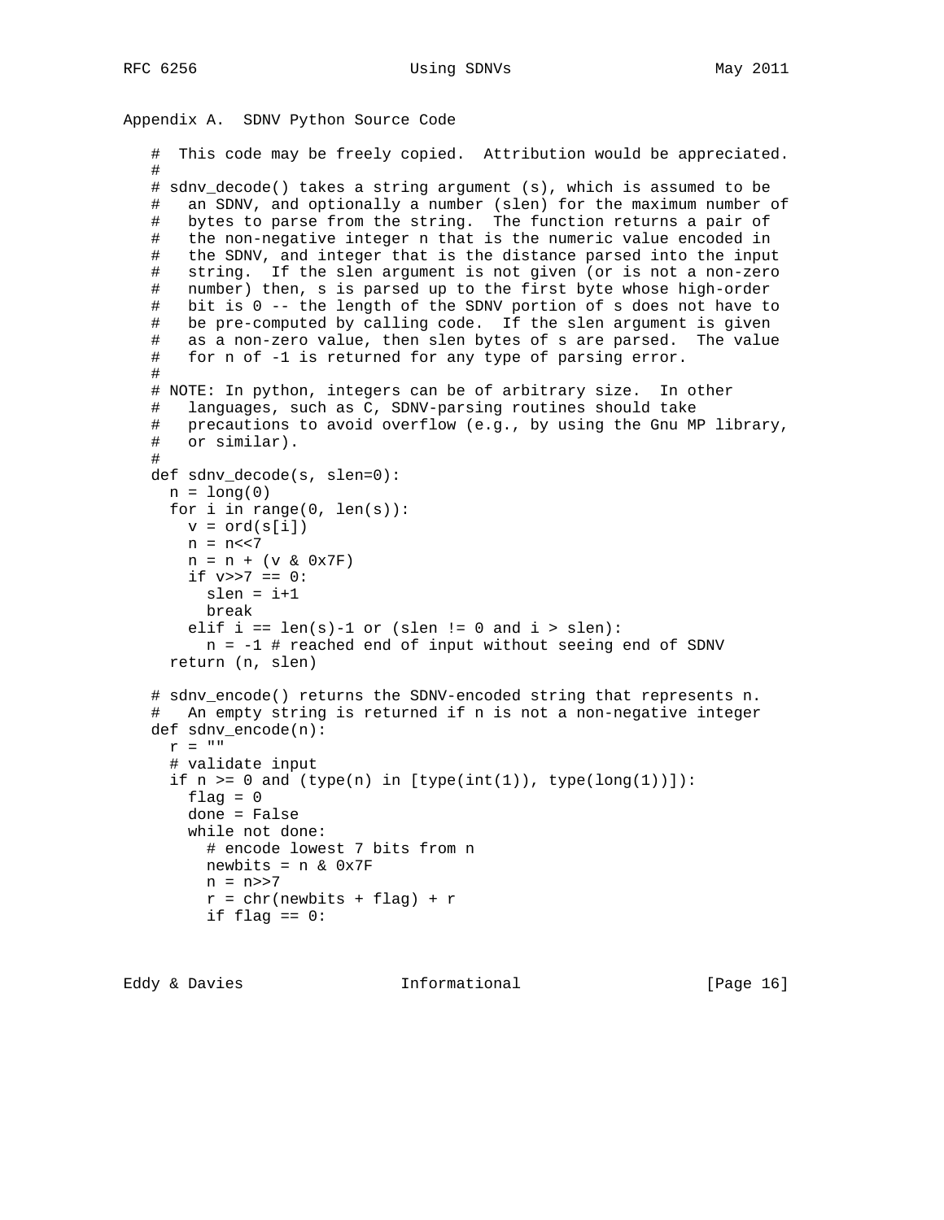## Appendix A.  SDNV Python Source Code

```
# This code may be freely copied.  Attribution would be appreciated.
#
# sdnv_decode() takes a string argument (s), which is assumed to be
#   an SDNV, and optionally a number (slen) for the maximum number of
#   bytes to parse from the string.  The function returns a pair of
#   the non-negative integer n that is the numeric value encoded in
#   the SDNV, and integer that is the distance parsed into the input
#   string.  If the slen argument is not given (or is not a non-zero
#   number) then, s is parsed up to the first byte whose high-order
#   bit is 0 -- the length of the SDNV portion of s does not have to
#   be pre-computed by calling code.  If the slen argument is given
#   as a non-zero value, then slen bytes of s are parsed.  The value
#   for n of -1 is returned for any type of parsing error.
#
# NOTE: In python, integers can be of arbitrary size.  In other
#   languages, such as C, SDNV-parsing routines should take
#   precautions to avoid overflow (e.g., by using the Gnu MP library,
#   or similar).
#
def sdnv_decode(s, slen=0):
  n = long(0)
  for i in range(0, len(s)):
    v = ord(s[i])
    n = n<<7
    n = n + (v & 0x7F)
    if v>>7 == 0:
      slen = i+1
      break
    elif i == len(s)-1 or (slen != 0 and i > slen):
      n = -1 # reached end of input without seeing end of SDNV
  return (n, slen)

# sdnv_encode() returns the SDNV-encoded string that represents n.
#   An empty string is returned if n is not a non-negative integer
def sdnv_encode(n):
  r = ""
  # validate input
  if n >= 0 and (type(n) in [type(int(1)), type(long(1))]):
    flag = 0
    done = False
    while not done:
      # encode lowest 7 bits from n
      newbits = n & 0x7F
      n = n>>7
      r = chr(newbits + flag) + r
      if flag == 0:
```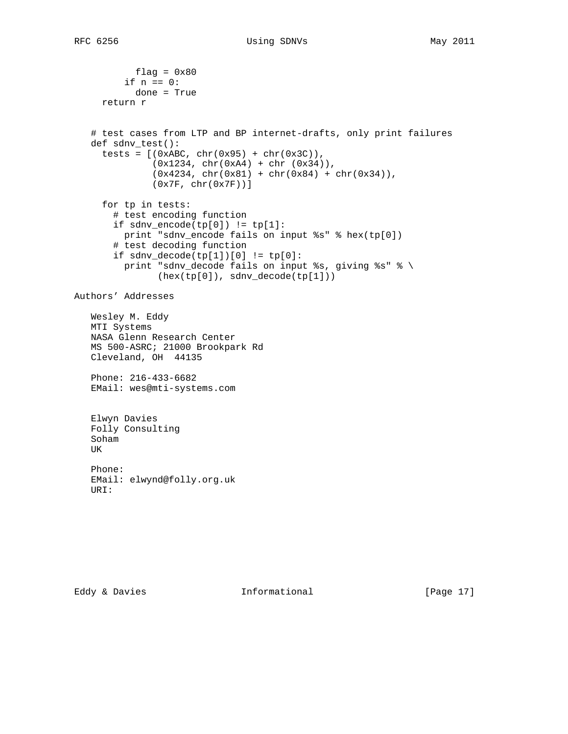```
        flag = 0x80
      if n == 0:
        done = True
  return r


# test cases from LTP and BP internet-drafts, only print failures
def sdnv_test():
  tests = [(0xABC, chr(0x95) + chr(0x3C)),
           (0x1234, chr(0xA4) + chr (0x34)),
           (0x4234, chr(0x81) + chr(0x84) + chr(0x34)),
           (0x7F, chr(0x7F))]

  for tp in tests:
    # test encoding function
    if sdnv_encode(tp[0]) != tp[1]:
      print "sdnv_encode fails on input %s" % hex(tp[0])
    # test decoding function
    if sdnv_decode(tp[1])[0] != tp[0]:
      print "sdnv_decode fails on input %s, giving %s" % \
            (hex(tp[0]), sdnv_decode(tp[1]))
```

## Authors' Addresses

Wesley M. Eddy
MTI Systems
NASA Glenn Research Center
MS 500-ASRC; 21000 Brookpark Rd
Cleveland, OH  44135

Phone: 216-433-6682
EMail: wes@mti-systems.com

Elwyn Davies
Folly Consulting
Soham
UK

Phone:
EMail: elwynd@folly.org.uk
URI: